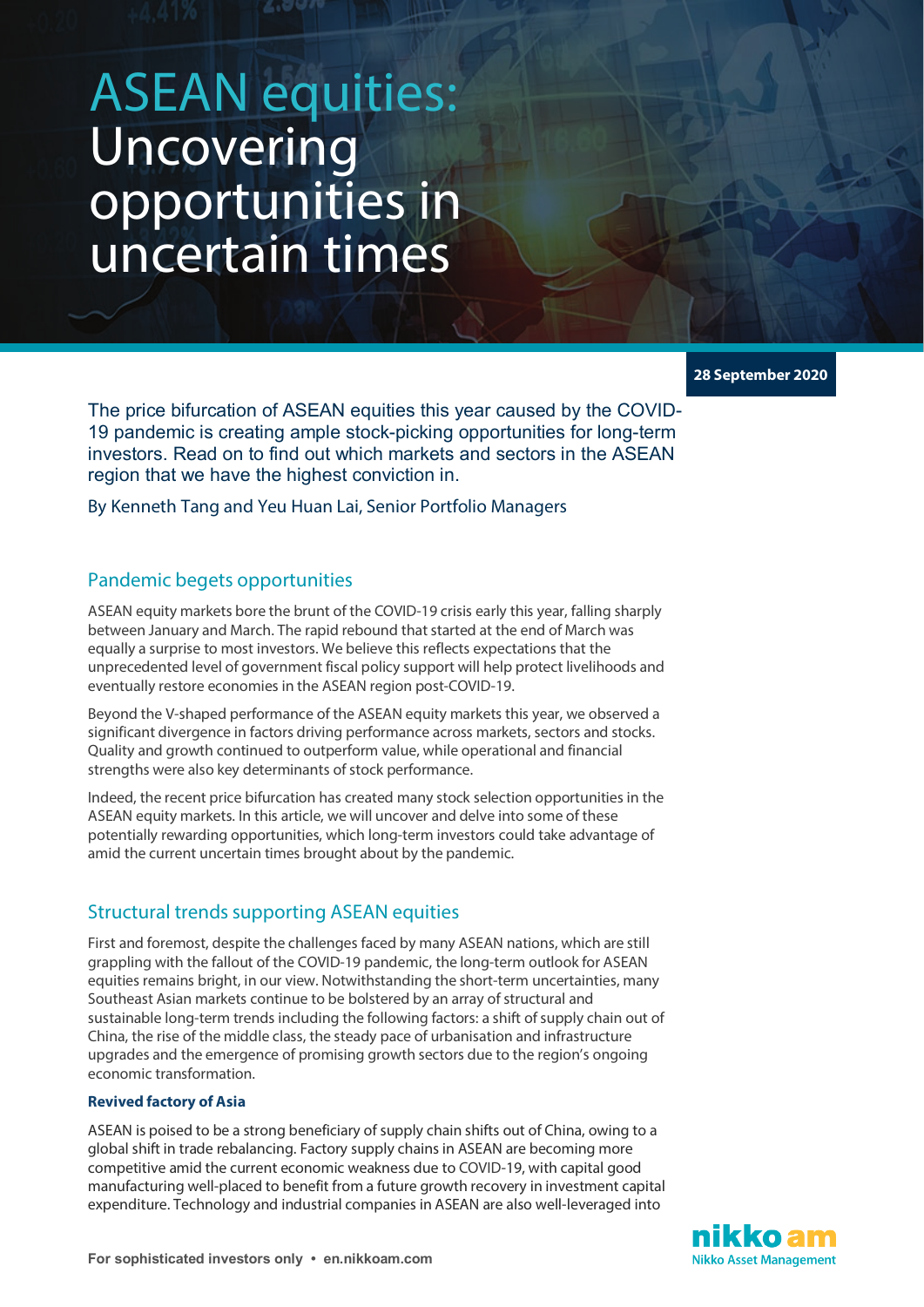# ASEAN equities: Uncovering opportunities in uncertain times

**28 September 2020**

The price bifurcation of ASEAN equities this year caused by the COVID-19 pandemic is creating ample stock-picking opportunities for long-term investors. Read on to find out which markets and sectors in the ASEAN region that we have the highest conviction in.

By Kenneth Tang and Yeu Huan Lai, Senior Portfolio Managers

## Pandemic begets opportunities

ASEAN equity markets bore the brunt of the COVID-19 crisis early this year, falling sharply between January and March. The rapid rebound that started at the end of March was equally a surprise to most investors. We believe this reflects expectations that the unprecedented level of government fiscal policy support will help protect livelihoods and eventually restore economies in the ASEAN region post-COVID-19.

Beyond the V-shaped performance of the ASEAN equity markets this year, we observed a significant divergence in factors driving performance across markets, sectors and stocks. Quality and growth continued to outperform value, while operational and financial strengths were also key determinants of stock performance.

Indeed, the recent price bifurcation has created many stock selection opportunities in the ASEAN equity markets. In this article, we will uncover and delve into some of these potentially rewarding opportunities, which long-term investors could take advantage of amid the current uncertain times brought about by the pandemic.

## Structural trends supporting ASEAN equities

First and foremost, despite the challenges faced by many ASEAN nations, which are still grappling with the fallout of the COVID-19 pandemic, the long-term outlook for ASEAN equities remains bright, in our view. Notwithstanding the short-term uncertainties, many Southeast Asian markets continue to be bolstered by an array of structural and sustainable long-term trends including the following factors: a shift of supply chain out of China, the rise of the middle class, the steady pace of urbanisation and infrastructure upgrades and the emergence of promising growth sectors due to the region's ongoing economic transformation.

### Revived factory of Asia

ASEAN is poised to be a strong beneficiary of supply chain shifts out of China, owing to a global shift in trade rebalancing. Factory supply chains in ASEAN are becoming more competitive amid the current economic weakness due to COVID-19, with capital good manufacturing well-placed to benefit from a future growth recovery in investment capital expenditure. Technology and industrial companies in ASEAN are also well-leveraged into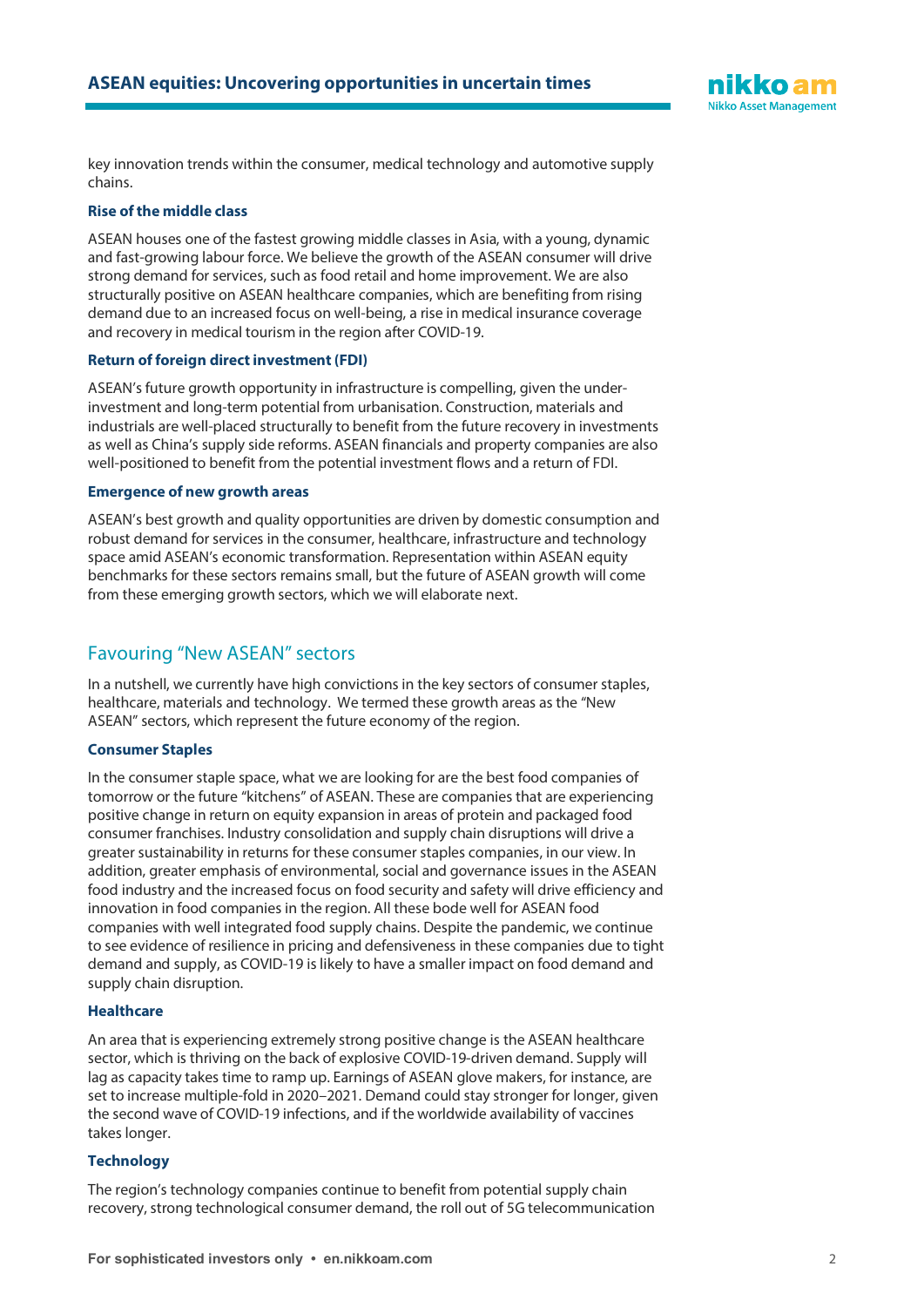key innovation trends within the consumer, medical technology and automotive supply chains.

### Rise of the middle class

ASEAN houses one of the fastest growing middle classes in Asia, with a young, dynamic and fast-growing labour force. We believe the growth of the ASEAN consumer will drive strong demand for services, such as food retail and home improvement. We are also structurally positive on ASEAN healthcare companies, which are benefiting from rising demand due to an increased focus on well-being, a rise in medical insurance coverage and recovery in medical tourism in the region after COVID-19.

### Return of foreign direct investment (FDI)

ASEAN's future growth opportunity in infrastructure is compelling, given the under-investment and long-term potential from urbanisation. Construction, materials and industrials are well-placed structurally to benefit from the future recovery in investments as well as China's supply side reforms. ASEAN financials and property companies are also well-positioned to benefit from the potential investment flows and a return of FDI.

### Emergence of new growth areas

ASEAN's best growth and quality opportunities are driven by domestic consumption and robust demand for services in the consumer, healthcare, infrastructure and technology space amid ASEAN's economic transformation. Representation within ASEAN equity benchmarks for these sectors remains small, but the future of ASEAN growth will come from these emerging growth sectors, which we will elaborate next.

## Favouring "New ASEAN" sectors

In a nutshell, we currently have high convictions in the key sectors of consumer staples, healthcare, materials and technology. We termed these growth areas as the "New ASEAN" sectors, which represent the future economy of the region.

### Consumer Staples

In the consumer staple space, what we are looking for are the best food companies of tomorrow or the future "kitchens" of ASEAN. These are companies that are experiencing positive change in return on equity expansion in areas of protein and packaged food consumer franchises. Industry consolidation and supply chain disruptions will drive a greater sustainability in returns for these consumer staples companies, in our view. In addition, greater emphasis of environmental, social and governance issues in the ASEAN food industry and the increased focus on food security and safety will drive efficiency and innovation in food companies in the region. All these bode well for ASEAN food companies with well integrated food supply chains. Despite the pandemic, we continue to see evidence of resilience in pricing and defensiveness in these companies due to tight demand and supply, as COVID-19 is likely to have a smaller impact on food demand and supply chain disruption.

### Healthcare

An area that is experiencing extremely strong positive change is the ASEAN healthcare sector, which is thriving on the back of explosive COVID-19-driven demand. Supply will lag as capacity takes time to ramp up. Earnings of ASEAN glove makers, for instance, are set to increase multiple-fold in 2020–2021. Demand could stay stronger for longer, given the second wave of COVID-19 infections, and if the worldwide availability of vaccines takes longer.

### Technology

The region's technology companies continue to benefit from potential supply chain recovery, strong technological consumer demand, the roll out of 5G telecommunication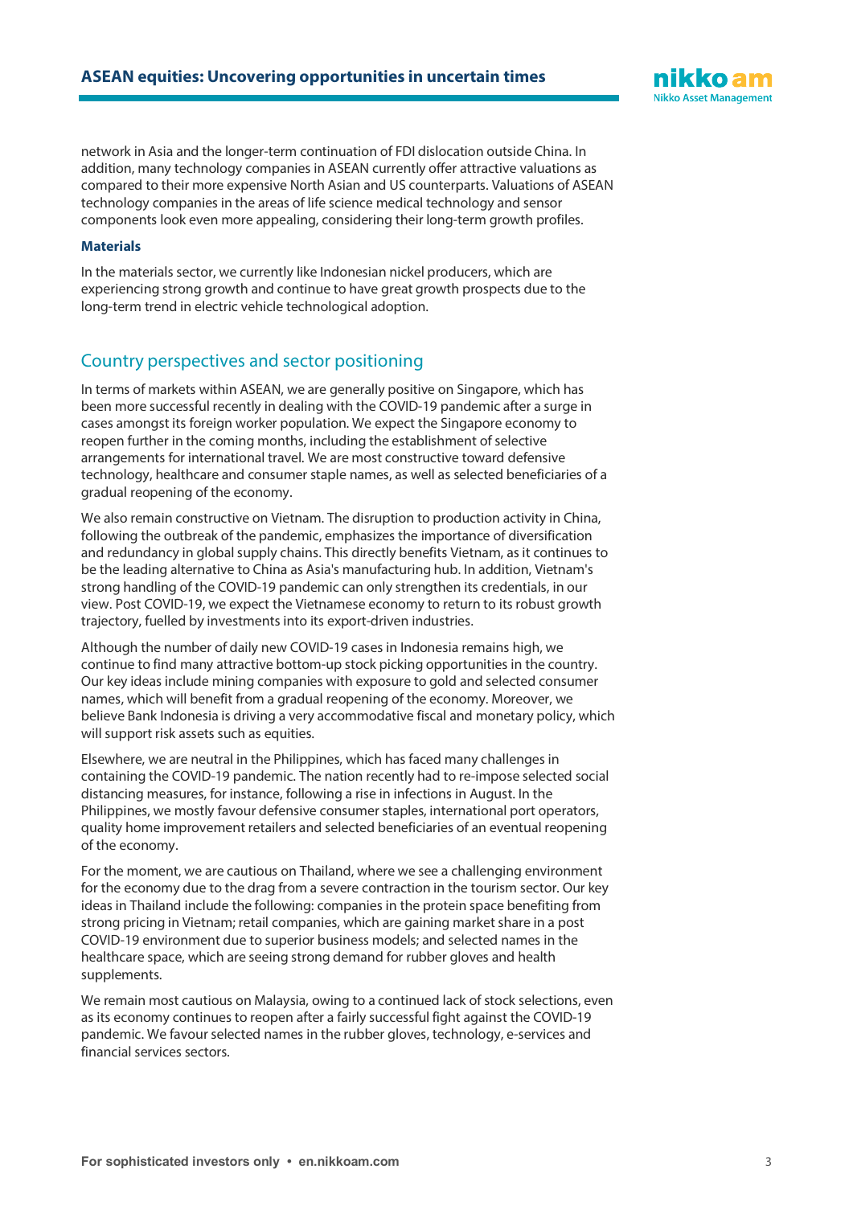network in Asia and the longer-term continuation of FDI dislocation outside China. In addition, many technology companies in ASEAN currently offer attractive valuations as compared to their more expensive North Asian and US counterparts. Valuations of ASEAN technology companies in the areas of life science medical technology and sensor components look even more appealing, considering their long-term growth profiles.

### Materials

In the materials sector, we currently like Indonesian nickel producers, which are experiencing strong growth and continue to have great growth prospects due to the long-term trend in electric vehicle technological adoption.

## Country perspectives and sector positioning

In terms of markets within ASEAN, we are generally positive on Singapore, which has been more successful recently in dealing with the COVID-19 pandemic after a surge in cases amongst its foreign worker population. We expect the Singapore economy to reopen further in the coming months, including the establishment of selective arrangements for international travel. We are most constructive toward defensive technology, healthcare and consumer staple names, as well as selected beneficiaries of a gradual reopening of the economy.

We also remain constructive on Vietnam. The disruption to production activity in China, following the outbreak of the pandemic, emphasizes the importance of diversification and redundancy in global supply chains. This directly benefits Vietnam, as it continues to be the leading alternative to China as Asia's manufacturing hub. In addition, Vietnam's strong handling of the COVID-19 pandemic can only strengthen its credentials, in our view. Post COVID-19, we expect the Vietnamese economy to return to its robust growth trajectory, fuelled by investments into its export-driven industries.

Although the number of daily new COVID-19 cases in Indonesia remains high, we continue to find many attractive bottom-up stock picking opportunities in the country. Our key ideas include mining companies with exposure to gold and selected consumer names, which will benefit from a gradual reopening of the economy. Moreover, we believe Bank Indonesia is driving a very accommodative fiscal and monetary policy, which will support risk assets such as equities.

Elsewhere, we are neutral in the Philippines, which has faced many challenges in containing the COVID-19 pandemic. The nation recently had to re-impose selected social distancing measures, for instance, following a rise in infections in August. In the Philippines, we mostly favour defensive consumer staples, international port operators, quality home improvement retailers and selected beneficiaries of an eventual reopening of the economy.

For the moment, we are cautious on Thailand, where we see a challenging environment for the economy due to the drag from a severe contraction in the tourism sector. Our key ideas in Thailand include the following: companies in the protein space benefiting from strong pricing in Vietnam; retail companies, which are gaining market share in a post COVID-19 environment due to superior business models; and selected names in the healthcare space, which are seeing strong demand for rubber gloves and health supplements.

We remain most cautious on Malaysia, owing to a continued lack of stock selections, even as its economy continues to reopen after a fairly successful fight against the COVID-19 pandemic. We favour selected names in the rubber gloves, technology, e-services and financial services sectors.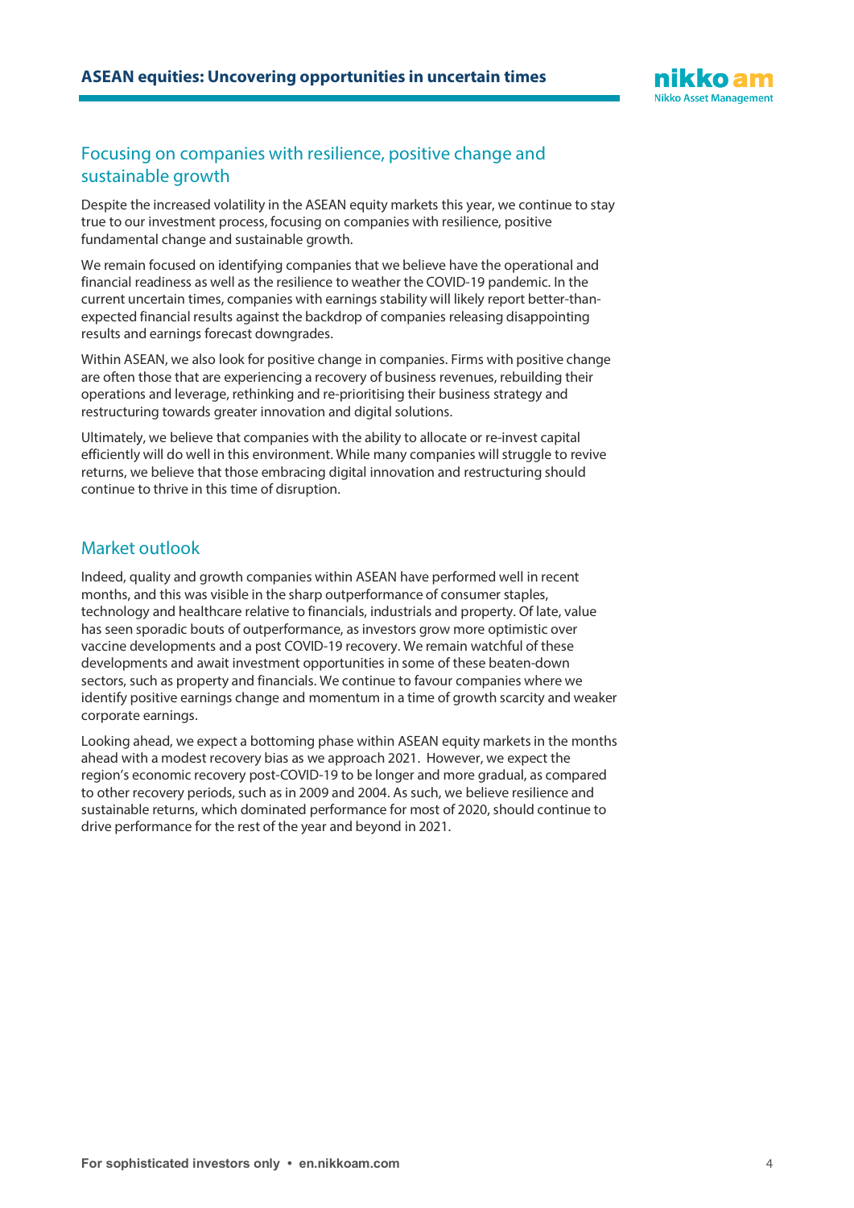## Focusing on companies with resilience, positive change and sustainable growth

Despite the increased volatility in the ASEAN equity markets this year, we continue to stay true to our investment process, focusing on companies with resilience, positive fundamental change and sustainable growth.

We remain focused on identifying companies that we believe have the operational and financial readiness as well as the resilience to weather the COVID-19 pandemic. In the current uncertain times, companies with earnings stability will likely report better-than-expected financial results against the backdrop of companies releasing disappointing results and earnings forecast downgrades.

Within ASEAN, we also look for positive change in companies. Firms with positive change are often those that are experiencing a recovery of business revenues, rebuilding their operations and leverage, rethinking and re-prioritising their business strategy and restructuring towards greater innovation and digital solutions.

Ultimately, we believe that companies with the ability to allocate or re-invest capital efficiently will do well in this environment. While many companies will struggle to revive returns, we believe that those embracing digital innovation and restructuring should continue to thrive in this time of disruption.

## Market outlook

Indeed, quality and growth companies within ASEAN have performed well in recent months, and this was visible in the sharp outperformance of consumer staples, technology and healthcare relative to financials, industrials and property. Of late, value has seen sporadic bouts of outperformance, as investors grow more optimistic over vaccine developments and a post COVID-19 recovery. We remain watchful of these developments and await investment opportunities in some of these beaten-down sectors, such as property and financials. We continue to favour companies where we identify positive earnings change and momentum in a time of growth scarcity and weaker corporate earnings.

Looking ahead, we expect a bottoming phase within ASEAN equity markets in the months ahead with a modest recovery bias as we approach 2021. However, we expect the region's economic recovery post-COVID-19 to be longer and more gradual, as compared to other recovery periods, such as in 2009 and 2004. As such, we believe resilience and sustainable returns, which dominated performance for most of 2020, should continue to drive performance for the rest of the year and beyond in 2021.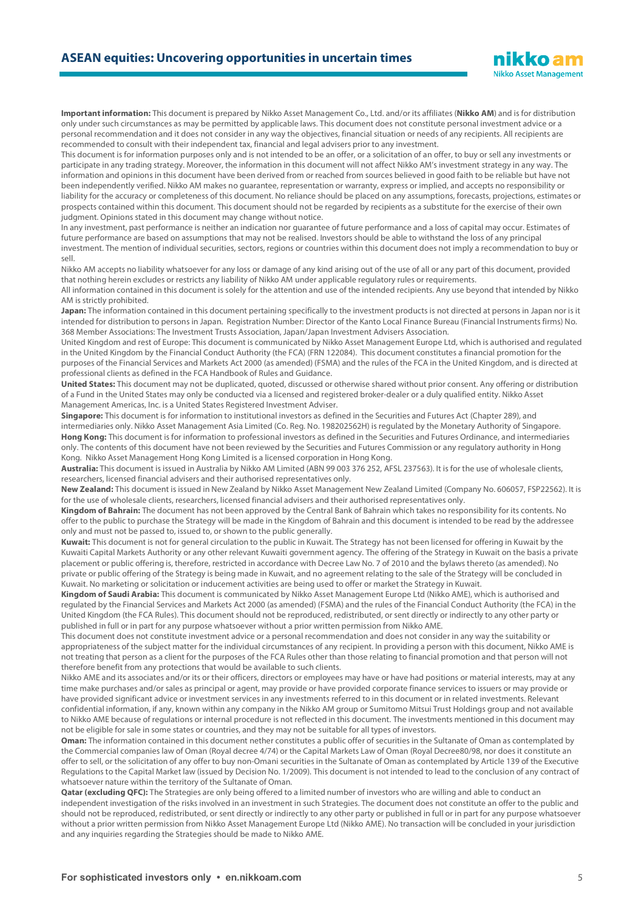**Important information:** This document is prepared by Nikko Asset Management Co., Ltd. and/or its affiliates (**Nikko AM**) and is for distribution only under such circumstances as may be permitted by applicable laws. This document does not constitute personal investment advice or a personal recommendation and it does not consider in any way the objectives, financial situation or needs of any recipients. All recipients are recommended to consult with their independent tax, financial and legal advisers prior to any investment.

This document is for information purposes only and is not intended to be an offer, or a solicitation of an offer, to buy or sell any investments or participate in any trading strategy. Moreover, the information in this document will not affect Nikko AM's investment strategy in any way. The information and opinions in this document have been derived from or reached from sources believed in good faith to be reliable but have not been independently verified. Nikko AM makes no guarantee, representation or warranty, express or implied, and accepts no responsibility or liability for the accuracy or completeness of this document. No reliance should be placed on any assumptions, forecasts, projections, estimates or prospects contained within this document. This document should not be regarded by recipients as a substitute for the exercise of their own judgment. Opinions stated in this document may change without notice.

In any investment, past performance is neither an indication nor guarantee of future performance and a loss of capital may occur. Estimates of future performance are based on assumptions that may not be realised. Investors should be able to withstand the loss of any principal investment. The mention of individual securities, sectors, regions or countries within this document does not imply a recommendation to buy or sell.

Nikko AM accepts no liability whatsoever for any loss or damage of any kind arising out of the use of all or any part of this document, provided that nothing herein excludes or restricts any liability of Nikko AM under applicable regulatory rules or requirements.

All information contained in this document is solely for the attention and use of the intended recipients. Any use beyond that intended by Nikko AM is strictly prohibited.

**Japan:** The information contained in this document pertaining specifically to the investment products is not directed at persons in Japan nor is it intended for distribution to persons in Japan. Registration Number: Director of the Kanto Local Finance Bureau (Financial Instruments firms) No. 368 Member Associations: The Investment Trusts Association, Japan/Japan Investment Advisers Association.

United Kingdom and rest of Europe: This document is communicated by Nikko Asset Management Europe Ltd, which is authorised and regulated in the United Kingdom by the Financial Conduct Authority (the FCA) (FRN 122084). This document constitutes a financial promotion for the purposes of the Financial Services and Markets Act 2000 (as amended) (FSMA) and the rules of the FCA in the United Kingdom, and is directed at professional clients as defined in the FCA Handbook of Rules and Guidance.

**United States:** This document may not be duplicated, quoted, discussed or otherwise shared without prior consent. Any offering or distribution of a Fund in the United States may only be conducted via a licensed and registered broker-dealer or a duly qualified entity. Nikko Asset Management Americas, Inc. is a United States Registered Investment Adviser.

**Singapore:** This document is for information to institutional investors as defined in the Securities and Futures Act (Chapter 289), and intermediaries only. Nikko Asset Management Asia Limited (Co. Reg. No. 198202562H) is regulated by the Monetary Authority of Singapore.

**Hong Kong:** This document is for information to professional investors as defined in the Securities and Futures Ordinance, and intermediaries only. The contents of this document have not been reviewed by the Securities and Futures Commission or any regulatory authority in Hong Kong. Nikko Asset Management Hong Kong Limited is a licensed corporation in Hong Kong.

**Australia:** This document is issued in Australia by Nikko AM Limited (ABN 99 003 376 252, AFSL 237563). It is for the use of wholesale clients, researchers, licensed financial advisers and their authorised representatives only.

**New Zealand:** This document is issued in New Zealand by Nikko Asset Management New Zealand Limited (Company No. 606057, FSP22562). It is for the use of wholesale clients, researchers, licensed financial advisers and their authorised representatives only.

**Kingdom of Bahrain:** The document has not been approved by the Central Bank of Bahrain which takes no responsibility for its contents. No offer to the public to purchase the Strategy will be made in the Kingdom of Bahrain and this document is intended to be read by the addressee only and must not be passed to, issued to, or shown to the public generally.

**Kuwait:** This document is not for general circulation to the public in Kuwait. The Strategy has not been licensed for offering in Kuwait by the Kuwaiti Capital Markets Authority or any other relevant Kuwaiti government agency. The offering of the Strategy in Kuwait on the basis a private placement or public offering is, therefore, restricted in accordance with Decree Law No. 7 of 2010 and the bylaws thereto (as amended). No private or public offering of the Strategy is being made in Kuwait, and no agreement relating to the sale of the Strategy will be concluded in Kuwait. No marketing or solicitation or inducement activities are being used to offer or market the Strategy in Kuwait.

**Kingdom of Saudi Arabia:** This document is communicated by Nikko Asset Management Europe Ltd (Nikko AME), which is authorised and regulated by the Financial Services and Markets Act 2000 (as amended) (FSMA) and the rules of the Financial Conduct Authority (the FCA) in the United Kingdom (the FCA Rules). This document should not be reproduced, redistributed, or sent directly or indirectly to any other party or published in full or in part for any purpose whatsoever without a prior written permission from Nikko AME.

This document does not constitute investment advice or a personal recommendation and does not consider in any way the suitability or appropriateness of the subject matter for the individual circumstances of any recipient. In providing a person with this document, Nikko AME is not treating that person as a client for the purposes of the FCA Rules other than those relating to financial promotion and that person will not therefore benefit from any protections that would be available to such clients.

Nikko AME and its associates and/or its or their officers, directors or employees may have or have had positions or material interests, may at any time make purchases and/or sales as principal or agent, may provide or have provided corporate finance services to issuers or may provide or have provided significant advice or investment services in any investments referred to in this document or in related investments. Relevant confidential information, if any, known within any company in the Nikko AM group or Sumitomo Mitsui Trust Holdings group and not available to Nikko AME because of regulations or internal procedure is not reflected in this document. The investments mentioned in this document may not be eligible for sale in some states or countries, and they may not be suitable for all types of investors.

**Oman:** The information contained in this document nether constitutes a public offer of securities in the Sultanate of Oman as contemplated by the Commercial companies law of Oman (Royal decree 4/74) or the Capital Markets Law of Oman (Royal Decree80/98, nor does it constitute an offer to sell, or the solicitation of any offer to buy non-Omani securities in the Sultanate of Oman as contemplated by Article 139 of the Executive Regulations to the Capital Market law (issued by Decision No. 1/2009). This document is not intended to lead to the conclusion of any contract of whatsoever nature within the territory of the Sultanate of Oman.

**Qatar (excluding QFC):** The Strategies are only being offered to a limited number of investors who are willing and able to conduct an independent investigation of the risks involved in an investment in such Strategies. The document does not constitute an offer to the public and should not be reproduced, redistributed, or sent directly or indirectly to any other party or published in full or in part for any purpose whatsoever without a prior written permission from Nikko Asset Management Europe Ltd (Nikko AME). No transaction will be concluded in your jurisdiction and any inquiries regarding the Strategies should be made to Nikko AME.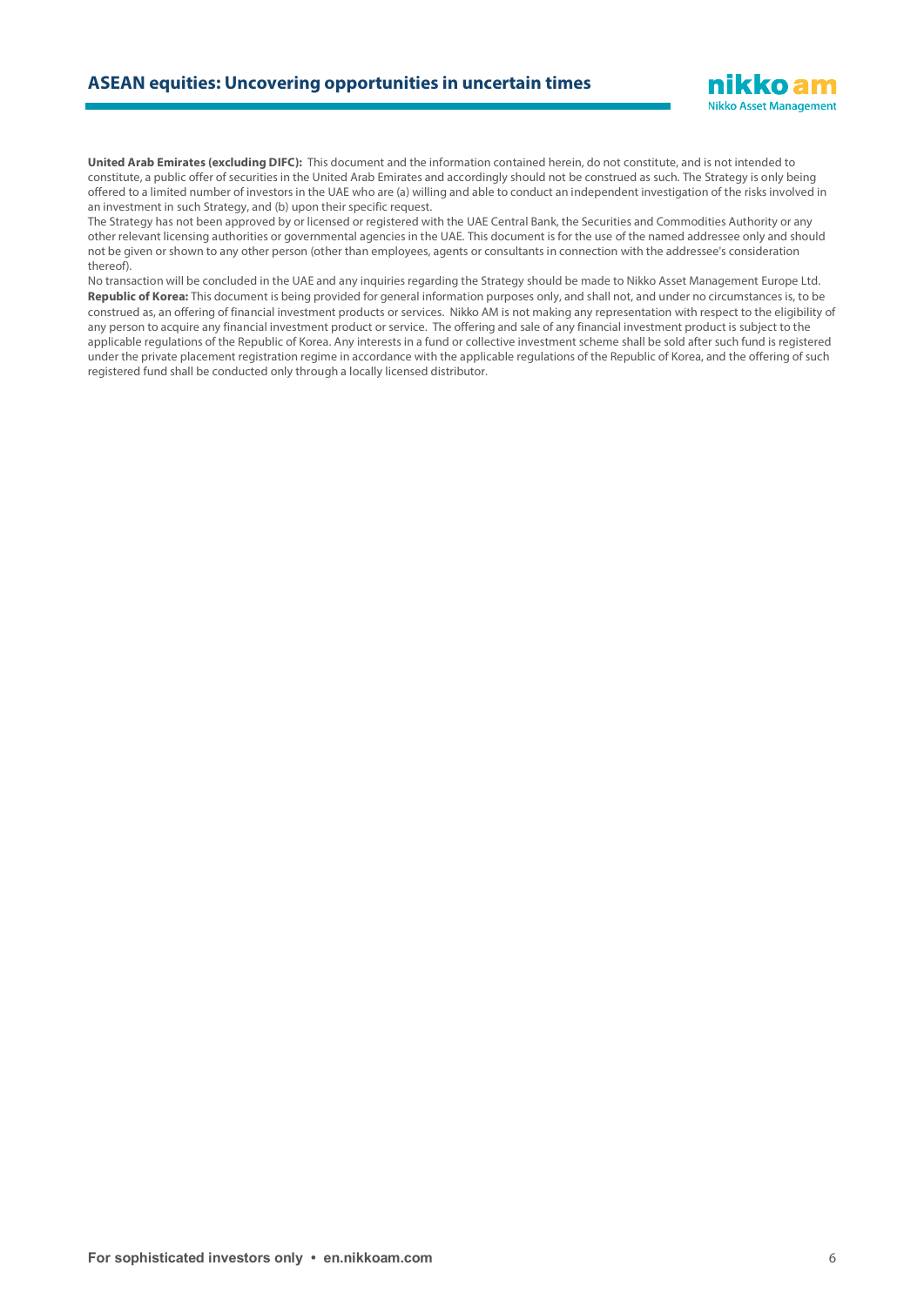**United Arab Emirates (excluding DIFC):** This document and the information contained herein, do not constitute, and is not intended to constitute, a public offer of securities in the United Arab Emirates and accordingly should not be construed as such. The Strategy is only being offered to a limited number of investors in the UAE who are (a) willing and able to conduct an independent investigation of the risks involved in an investment in such Strategy, and (b) upon their specific request.

The Strategy has not been approved by or licensed or registered with the UAE Central Bank, the Securities and Commodities Authority or any other relevant licensing authorities or governmental agencies in the UAE. This document is for the use of the named addressee only and should not be given or shown to any other person (other than employees, agents or consultants in connection with the addressee's consideration thereof).

No transaction will be concluded in the UAE and any inquiries regarding the Strategy should be made to Nikko Asset Management Europe Ltd.

**Republic of Korea:** This document is being provided for general information purposes only, and shall not, and under no circumstances is, to be construed as, an offering of financial investment products or services. Nikko AM is not making any representation with respect to the eligibility of any person to acquire any financial investment product or service. The offering and sale of any financial investment product is subject to the applicable regulations of the Republic of Korea. Any interests in a fund or collective investment scheme shall be sold after such fund is registered under the private placement registration regime in accordance with the applicable regulations of the Republic of Korea, and the offering of such registered fund shall be conducted only through a locally licensed distributor.